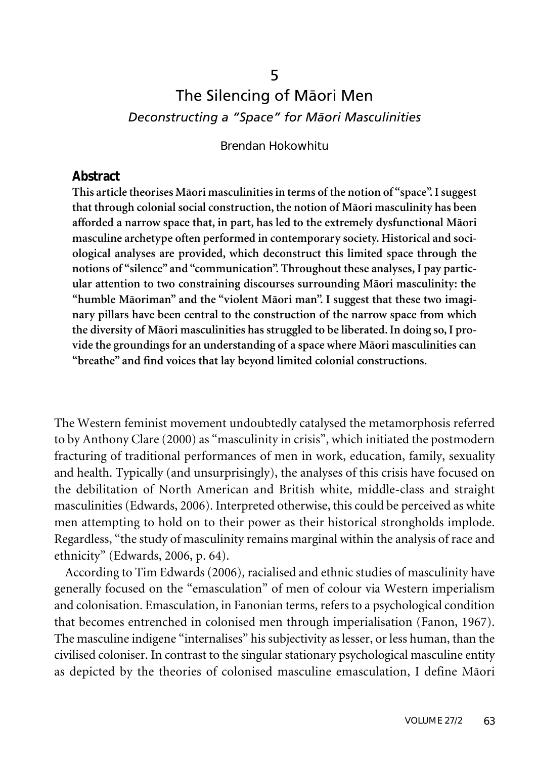5

# The Silencing of Māori Men

## *Deconstructing a "Space" for Māori Masculinities*

Brendan Hokowhitu

### Abstract

**This article theorises Māori masculinities in terms of the notion of "space". I suggest that through colonial social construction, the notion of Māori masculinity has been afforded a narrow space that, in part, has led to the extremely dysfunctional Māori masculine archetype often performed in contemporary society. Historical and sociological analyses are provided, which deconstruct this limited space through the notions of "silence" and "communication". Throughout these analyses, I pay particular attention to two constraining discourses surrounding Māori masculinity: the "humble Māoriman" and the "violent Māori man". I suggest that these two imaginary pillars have been central to the construction of the narrow space from which the diversity of Māori masculinities has struggled to be liberated. In doing so, I provide the groundings for an understanding of a space where Māori masculinities can "breathe" and find voices that lay beyond limited colonial constructions.**

The Western feminist movement undoubtedly catalysed the metamorphosis referred to by Anthony Clare (2000) as "masculinity in crisis", which initiated the postmodern fracturing of traditional performances of men in work, education, family, sexuality and health. Typically (and unsurprisingly), the analyses of this crisis have focused on the debilitation of North American and British white, middle-class and straight masculinities (Edwards, 2006). Interpreted otherwise, this could be perceived as white men attempting to hold on to their power as their historical strongholds implode. Regardless, "the study of masculinity remains marginal within the analysis of race and ethnicity" (Edwards, 2006, p. 64).

According to Tim Edwards (2006), racialised and ethnic studies of masculinity have generally focused on the "emasculation" of men of colour via Western imperialism and colonisation. Emasculation, in Fanonian terms, refers to a psychological condition that becomes entrenched in colonised men through imperialisation (Fanon, 1967). The masculine indigene "internalises" his subjectivity as lesser, or less human, than the civilised coloniser. In contrast to the singular stationary psychological masculine entity as depicted by the theories of colonised masculine emasculation, I define Māori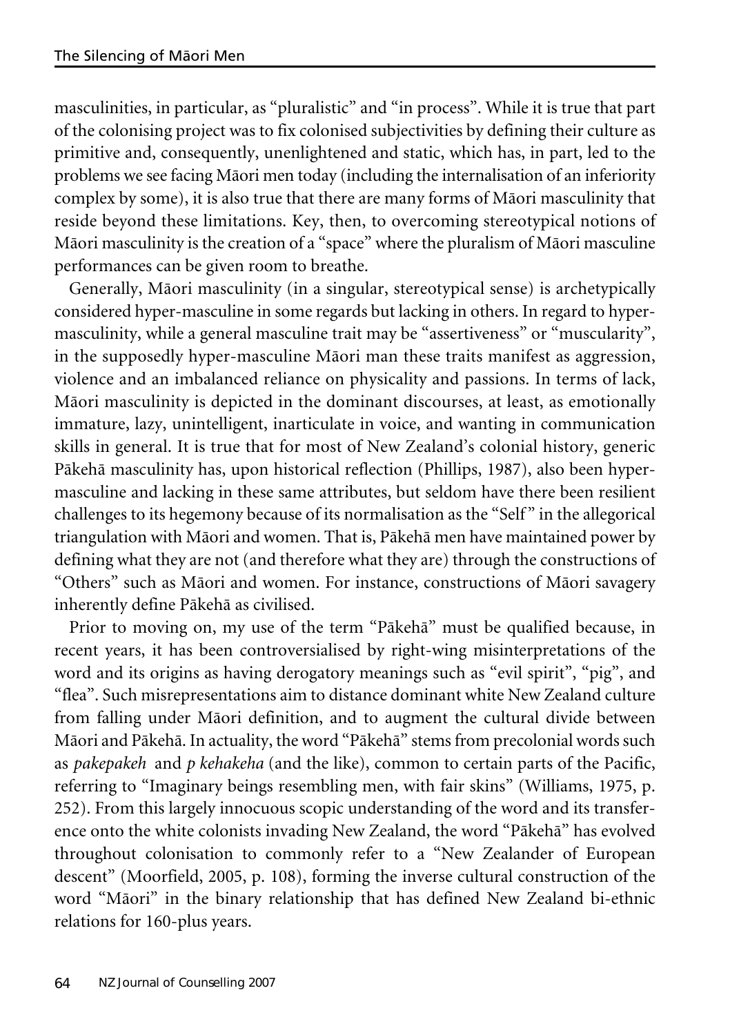masculinities, in particular, as "pluralistic" and "in process". While it is true that part of the colonising project was to fix colonised subjectivities by defining their culture as primitive and, consequently, unenlightened and static, which has, in part, led to the problems we see facing Māori men today (including the internalisation of an inferiority complex by some), it is also true that there are many forms of Māori masculinity that reside beyond these limitations. Key, then, to overcoming stereotypical notions of Māori masculinity is the creation of a "space" where the pluralism of Māori masculine performances can be given room to breathe.

Generally, Māori masculinity (in a singular, stereotypical sense) is archetypically considered hyper-masculine in some regards but lacking in others. In regard to hyper-masculinity, while a general masculine trait may be "assertiveness" or "muscularity", in the supposedly hyper-masculine Māori man these traits manifest as aggression, violence and an imbalanced reliance on physicality and passions. In terms of lack, Māori masculinity is depicted in the dominant discourses, at least, as emotionally immature, lazy, unintelligent, inarticulate in voice, and wanting in communication skills in general. It is true that for most of New Zealand's colonial history, generic Pākehā masculinity has, upon historical reflection (Phillips, 1987), also been hyper-masculine and lacking in these same attributes, but seldom have there been resilient challenges to its hegemony because of its normalisation as the "Self" in the allegorical triangulation with Māori and women. That is, Pākehā men have maintained power by defining what they are not (and therefore what they are) through the constructions of "Others" such as Māori and women. For instance, constructions of Māori savagery inherently define Pākehā as civilised.

Prior to moving on, my use of the term "Pākehā" must be qualified because, in recent years, it has been controversialised by right-wing misinterpretations of the word and its origins as having derogatory meanings such as "evil spirit", "pig", and "flea". Such misrepresentations aim to distance dominant white New Zealand culture from falling under Māori definition, and to augment the cultural divide between Māori and Pākehā. In actuality, the word "Pākehā" stems from precolonial words such as *pakepakeh* and *p kehakeha* (and the like), common to certain parts of the Pacific, referring to "Imaginary beings resembling men, with fair skins" (Williams, 1975, p. 252). From this largely innocuous scopic understanding of the word and its transference onto the white colonists invading New Zealand, the word "Pākehā" has evolved throughout colonisation to commonly refer to a "New Zealander of European descent" (Moorfield, 2005, p. 108), forming the inverse cultural construction of the word "Māori" in the binary relationship that has defined New Zealand bi-ethnic relations for 160-plus years.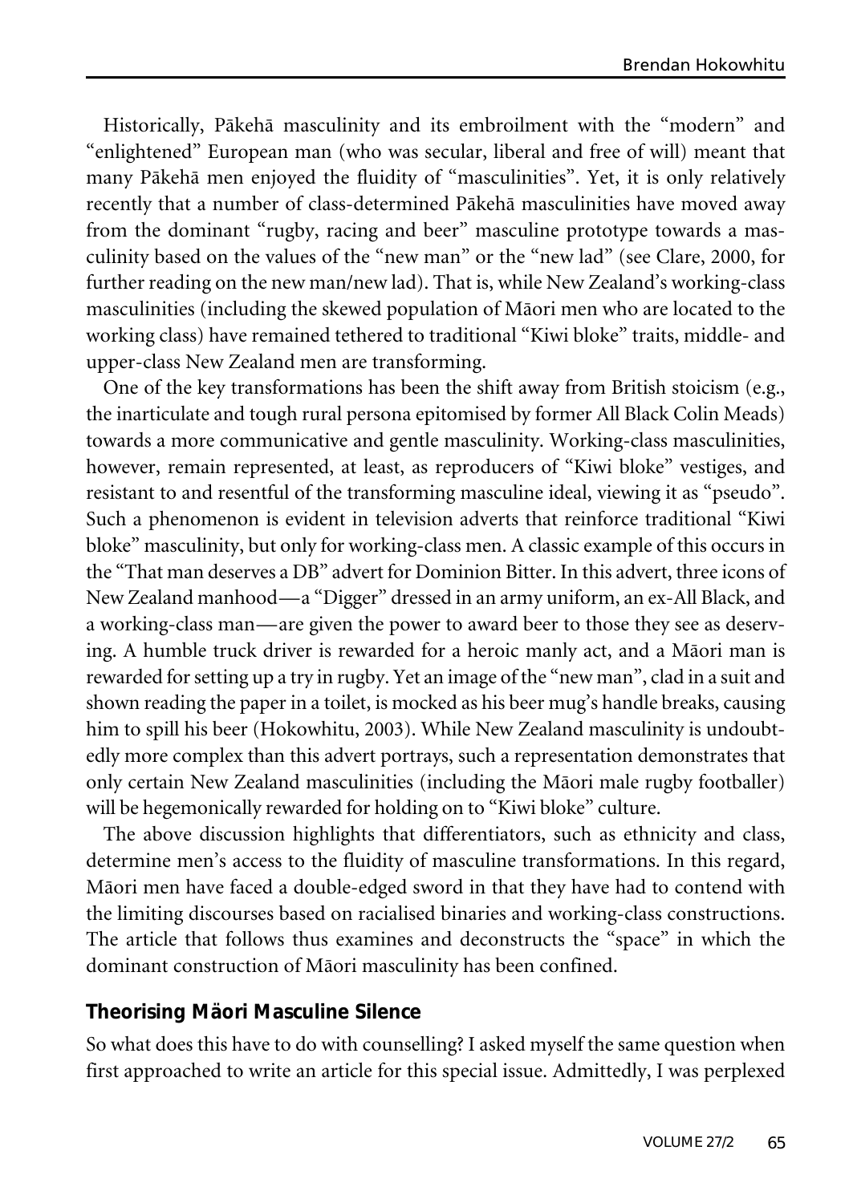Historically, Pākehā masculinity and its embroilment with the "modern" and "enlightened" European man (who was secular, liberal and free of will) meant that many Pākehā men enjoyed the fluidity of "masculinities". Yet, it is only relatively recently that a number of class-determined Pākehā masculinities have moved away from the dominant "rugby, racing and beer" masculine prototype towards a masculinity based on the values of the "new man" or the "new lad" (see Clare, 2000, for further reading on the new man/new lad). That is, while New Zealand's working-class masculinities (including the skewed population of Māori men who are located to the working class) have remained tethered to traditional "Kiwi bloke" traits, middle- and upper-class New Zealand men are transforming.

One of the key transformations has been the shift away from British stoicism (e.g., the inarticulate and tough rural persona epitomised by former All Black Colin Meads) towards a more communicative and gentle masculinity. Working-class masculinities, however, remain represented, at least, as reproducers of "Kiwi bloke" vestiges, and resistant to and resentful of the transforming masculine ideal, viewing it as "pseudo". Such a phenomenon is evident in television adverts that reinforce traditional "Kiwi bloke" masculinity, but only for working-class men. A classic example of this occurs in the "That man deserves a DB" advert for Dominion Bitter. In this advert, three icons of New Zealand manhood—a "Digger" dressed in an army uniform, an ex-All Black, and a working-class man—are given the power to award beer to those they see as deserving. A humble truck driver is rewarded for a heroic manly act, and a Māori man is rewarded for setting up a try in rugby. Yet an image of the "new man", clad in a suit and shown reading the paper in a toilet, is mocked as his beer mug's handle breaks, causing him to spill his beer (Hokowhitu, 2003). While New Zealand masculinity is undoubtedly more complex than this advert portrays, such a representation demonstrates that only certain New Zealand masculinities (including the Māori male rugby footballer) will be hegemonically rewarded for holding on to "Kiwi bloke" culture.

The above discussion highlights that differentiators, such as ethnicity and class, determine men's access to the fluidity of masculine transformations. In this regard, Māori men have faced a double-edged sword in that they have had to contend with the limiting discourses based on racialised binaries and working-class constructions. The article that follows thus examines and deconstructs the "space" in which the dominant construction of Māori masculinity has been confined.

## Theorising Māori Masculine Silence

So what does this have to do with counselling? I asked myself the same question when first approached to write an article for this special issue. Admittedly, I was perplexed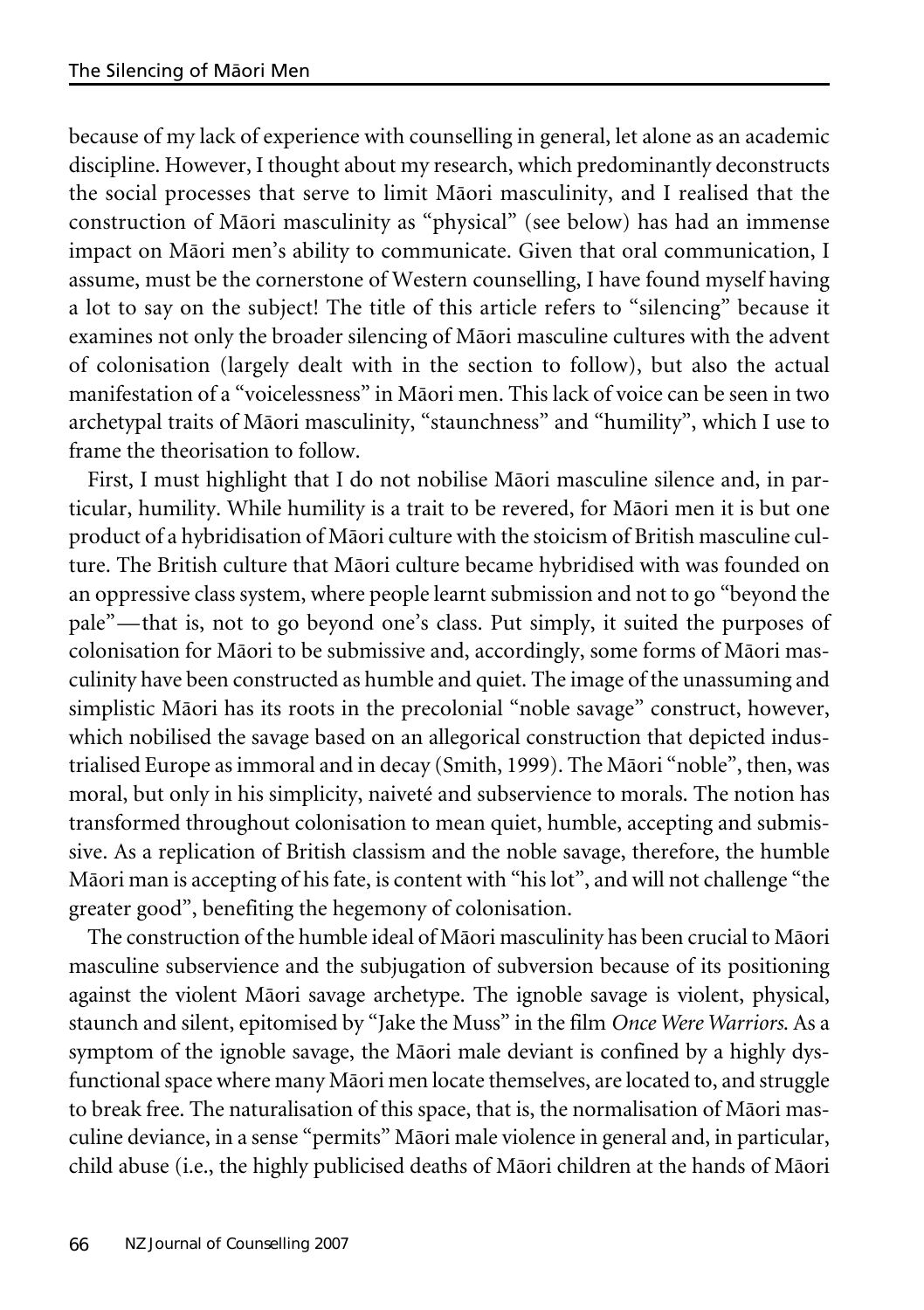because of my lack of experience with counselling in general, let alone as an academic discipline. However, I thought about my research, which predominantly deconstructs the social processes that serve to limit Māori masculinity, and I realised that the construction of Māori masculinity as "physical" (see below) has had an immense impact on Māori men's ability to communicate. Given that oral communication, I assume, must be the cornerstone of Western counselling, I have found myself having a lot to say on the subject! The title of this article refers to "silencing" because it examines not only the broader silencing of Māori masculine cultures with the advent of colonisation (largely dealt with in the section to follow), but also the actual manifestation of a "voicelessness" in Māori men. This lack of voice can be seen in two archetypal traits of Māori masculinity, "staunchness" and "humility", which I use to frame the theorisation to follow.

First, I must highlight that I do not nobilise Māori masculine silence and, in particular, humility. While humility is a trait to be revered, for Māori men it is but one product of a hybridisation of Māori culture with the stoicism of British masculine culture. The British culture that Māori culture became hybridised with was founded on an oppressive class system, where people learnt submission and not to go "beyond the pale"—that is, not to go beyond one's class. Put simply, it suited the purposes of colonisation for Māori to be submissive and, accordingly, some forms of Māori masculinity have been constructed as humble and quiet. The image of the unassuming and simplistic Māori has its roots in the precolonial "noble savage" construct, however, which nobilised the savage based on an allegorical construction that depicted industrialised Europe as immoral and in decay (Smith, 1999). The Māori "noble", then, was moral, but only in his simplicity, naiveté and subservience to morals. The notion has transformed throughout colonisation to mean quiet, humble, accepting and submissive. As a replication of British classism and the noble savage, therefore, the humble Māori man is accepting of his fate, is content with "his lot", and will not challenge "the greater good", benefiting the hegemony of colonisation.

The construction of the humble ideal of Māori masculinity has been crucial to Māori masculine subservience and the subjugation of subversion because of its positioning against the violent Māori savage archetype. The ignoble savage is violent, physical, staunch and silent, epitomised by "Jake the Muss" in the film *Once Were Warriors*. As a symptom of the ignoble savage, the Māori male deviant is confined by a highly dysfunctional space where many Māori men locate themselves, are located to, and struggle to break free. The naturalisation of this space, that is, the normalisation of Māori masculine deviance, in a sense "permits" Māori male violence in general and, in particular, child abuse (i.e., the highly publicised deaths of Māori children at the hands of Māori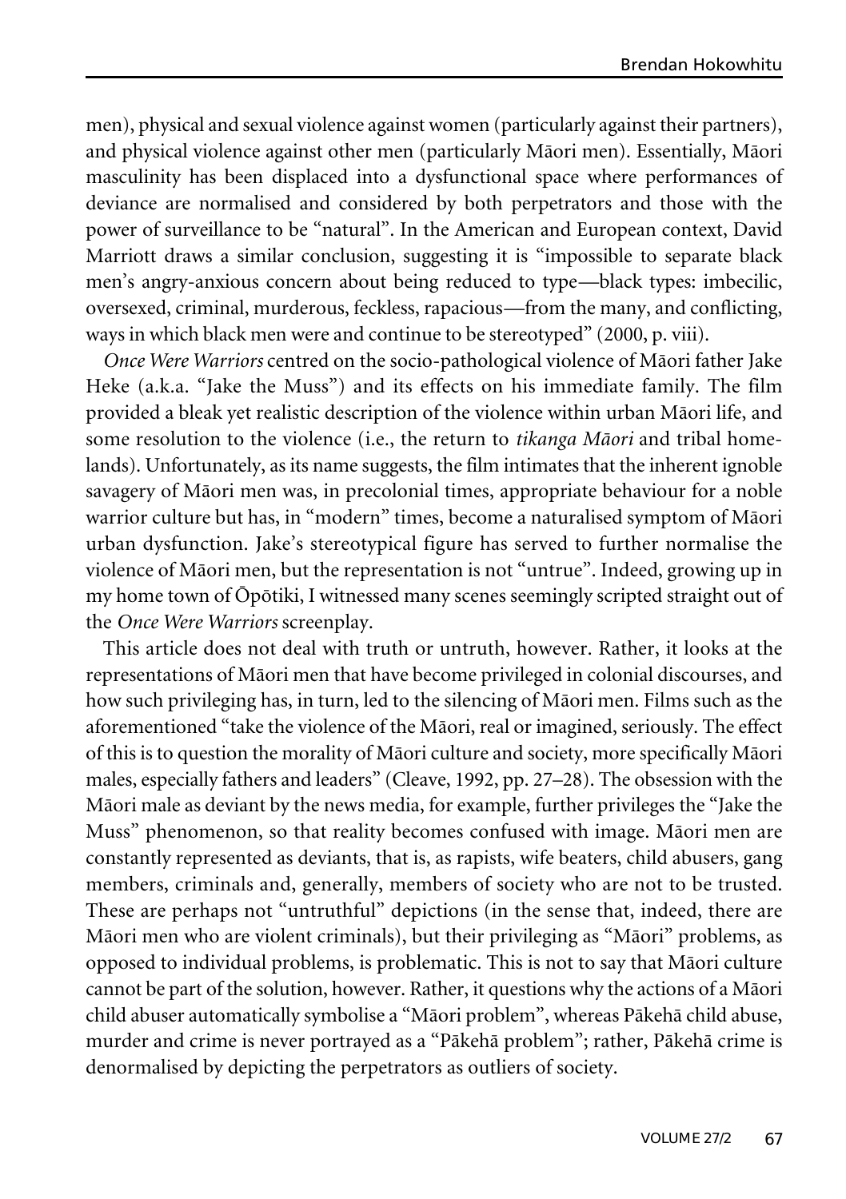men), physical and sexual violence against women (particularly against their partners), and physical violence against other men (particularly Māori men). Essentially, Māori masculinity has been displaced into a dysfunctional space where performances of deviance are normalised and considered by both perpetrators and those with the power of surveillance to be "natural". In the American and European context, David Marriott draws a similar conclusion, suggesting it is "impossible to separate black men's angry-anxious concern about being reduced to type—black types: imbecilic, oversexed, criminal, murderous, feckless, rapacious—from the many, and conflicting, ways in which black men were and continue to be stereotyped" (2000, p. viii).

*Once Were Warriors* centred on the socio-pathological violence of Māori father Jake Heke (a.k.a. "Jake the Muss") and its effects on his immediate family. The film provided a bleak yet realistic description of the violence within urban Māori life, and some resolution to the violence (i.e., the return to *tikanga Māori* and tribal homelands). Unfortunately, as its name suggests, the film intimates that the inherent ignoble savagery of Māori men was, in precolonial times, appropriate behaviour for a noble warrior culture but has, in "modern" times, become a naturalised symptom of Māori urban dysfunction. Jake's stereotypical figure has served to further normalise the violence of Māori men, but the representation is not "untrue". Indeed, growing up in my home town of Ōpōtiki, I witnessed many scenes seemingly scripted straight out of the *Once Were Warriors* screenplay.

This article does not deal with truth or untruth, however. Rather, it looks at the representations of Māori men that have become privileged in colonial discourses, and how such privileging has, in turn, led to the silencing of Māori men. Films such as the aforementioned "take the violence of the Māori, real or imagined, seriously. The effect of this is to question the morality of Māori culture and society, more specifically Māori males, especially fathers and leaders" (Cleave, 1992, pp. 27–28). The obsession with the Māori male as deviant by the news media, for example, further privileges the "Jake the Muss" phenomenon, so that reality becomes confused with image. Māori men are constantly represented as deviants, that is, as rapists, wife beaters, child abusers, gang members, criminals and, generally, members of society who are not to be trusted. These are perhaps not "untruthful" depictions (in the sense that, indeed, there are Māori men who are violent criminals), but their privileging as "Māori" problems, as opposed to individual problems, is problematic. This is not to say that Māori culture cannot be part of the solution, however. Rather, it questions why the actions of a Māori child abuser automatically symbolise a "Māori problem", whereas Pākehā child abuse, murder and crime is never portrayed as a "Pākehā problem"; rather, Pākehā crime is denormalised by depicting the perpetrators as outliers of society.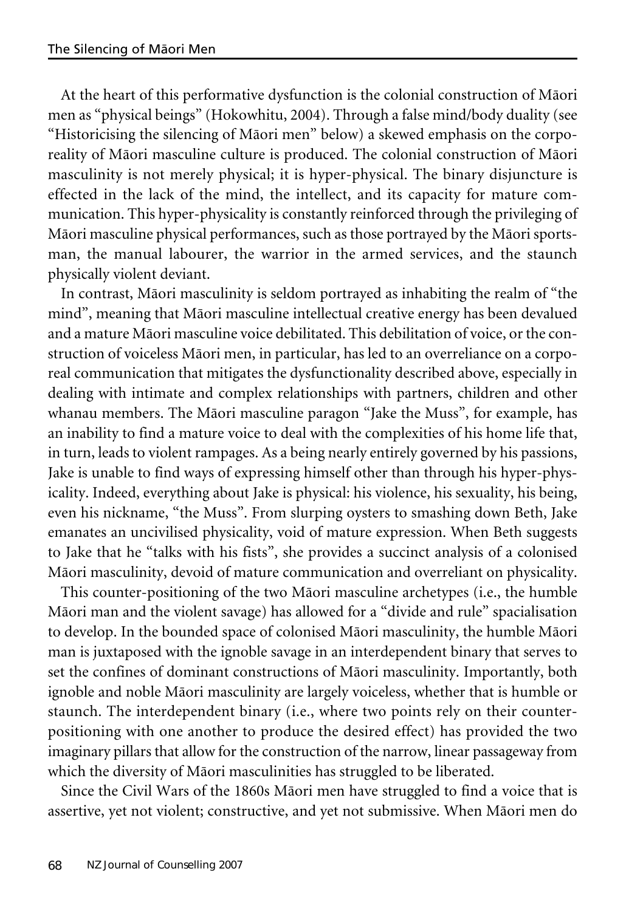At the heart of this performative dysfunction is the colonial construction of Māori men as "physical beings" (Hokowhitu, 2004). Through a false mind/body duality (see "Historicising the silencing of Māori men" below) a skewed emphasis on the corporeality of Māori masculine culture is produced. The colonial construction of Māori masculinity is not merely physical; it is hyper-physical. The binary disjuncture is effected in the lack of the mind, the intellect, and its capacity for mature communication. This hyper-physicality is constantly reinforced through the privileging of Māori masculine physical performances, such as those portrayed by the Māori sportsman, the manual labourer, the warrior in the armed services, and the staunch physically violent deviant.

In contrast, Māori masculinity is seldom portrayed as inhabiting the realm of "the mind", meaning that Māori masculine intellectual creative energy has been devalued and a mature Māori masculine voice debilitated. This debilitation of voice, or the construction of voiceless Māori men, in particular, has led to an overreliance on a corporeal communication that mitigates the dysfunctionality described above, especially in dealing with intimate and complex relationships with partners, children and other whanau members. The Māori masculine paragon "Jake the Muss", for example, has an inability to find a mature voice to deal with the complexities of his home life that, in turn, leads to violent rampages. As a being nearly entirely governed by his passions, Jake is unable to find ways of expressing himself other than through his hyper-physicality. Indeed, everything about Jake is physical: his violence, his sexuality, his being, even his nickname, "the Muss". From slurping oysters to smashing down Beth, Jake emanates an uncivilised physicality, void of mature expression. When Beth suggests to Jake that he "talks with his fists", she provides a succinct analysis of a colonised Māori masculinity, devoid of mature communication and overreliant on physicality.

This counter-positioning of the two Māori masculine archetypes (i.e., the humble Māori man and the violent savage) has allowed for a "divide and rule" spacialisation to develop. In the bounded space of colonised Māori masculinity, the humble Māori man is juxtaposed with the ignoble savage in an interdependent binary that serves to set the confines of dominant constructions of Māori masculinity. Importantly, both ignoble and noble Māori masculinity are largely voiceless, whether that is humble or staunch. The interdependent binary (i.e., where two points rely on their counter-positioning with one another to produce the desired effect) has provided the two imaginary pillars that allow for the construction of the narrow, linear passageway from which the diversity of Māori masculinities has struggled to be liberated.

Since the Civil Wars of the 1860s Māori men have struggled to find a voice that is assertive, yet not violent; constructive, and yet not submissive. When Māori men do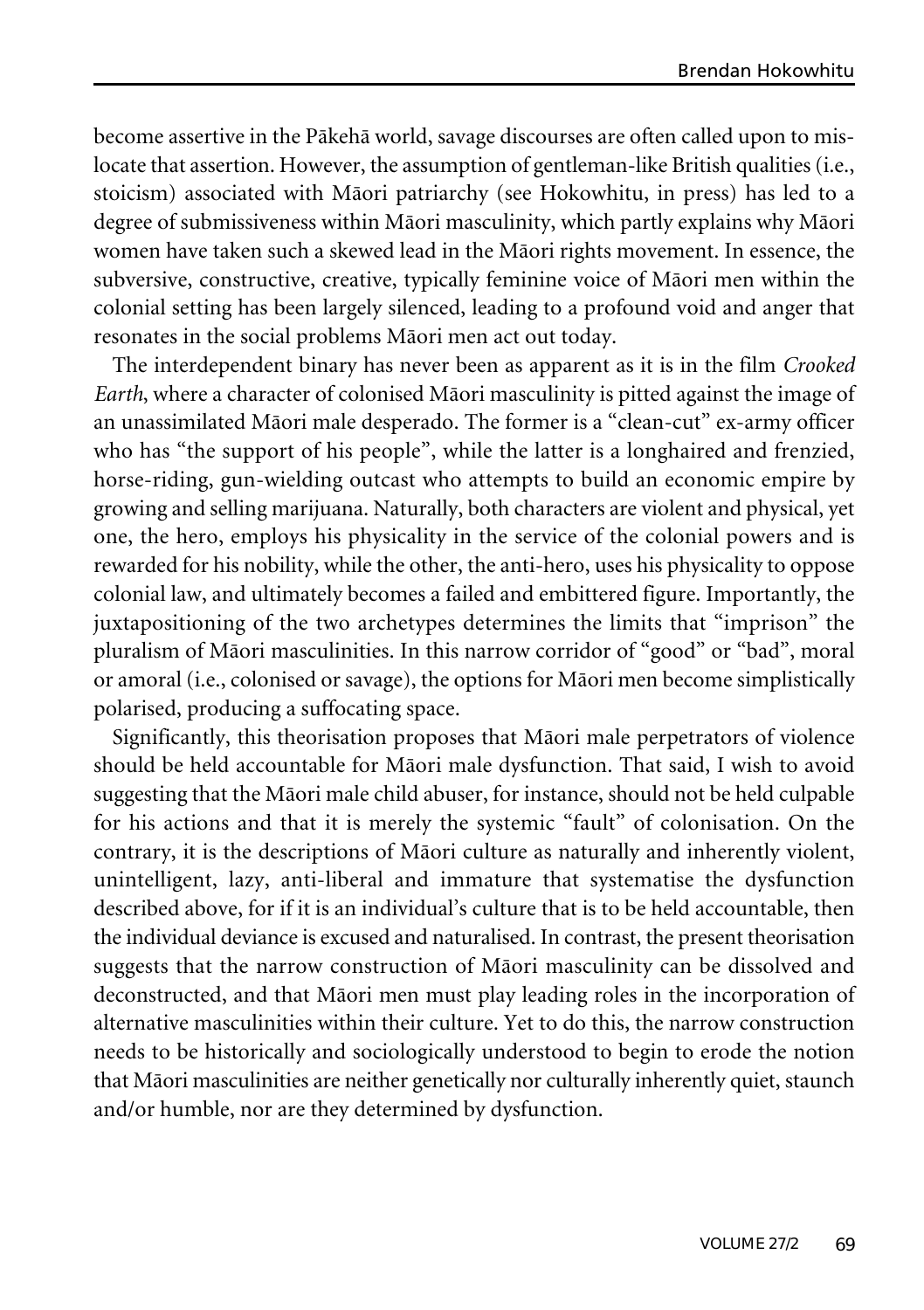become assertive in the Pākehā world, savage discourses are often called upon to mislocate that assertion. However, the assumption of gentleman-like British qualities (i.e., stoicism) associated with Māori patriarchy (see Hokowhitu, in press) has led to a degree of submissiveness within Māori masculinity, which partly explains why Māori women have taken such a skewed lead in the Māori rights movement. In essence, the subversive, constructive, creative, typically feminine voice of Māori men within the colonial setting has been largely silenced, leading to a profound void and anger that resonates in the social problems Māori men act out today.

The interdependent binary has never been as apparent as it is in the film *Crooked Earth*, where a character of colonised Māori masculinity is pitted against the image of an unassimilated Māori male desperado. The former is a "clean-cut" ex-army officer who has "the support of his people", while the latter is a longhaired and frenzied, horse-riding, gun-wielding outcast who attempts to build an economic empire by growing and selling marijuana. Naturally, both characters are violent and physical, yet one, the hero, employs his physicality in the service of the colonial powers and is rewarded for his nobility, while the other, the anti-hero, uses his physicality to oppose colonial law, and ultimately becomes a failed and embittered figure. Importantly, the juxtapositioning of the two archetypes determines the limits that "imprison" the pluralism of Māori masculinities. In this narrow corridor of "good" or "bad", moral or amoral (i.e., colonised or savage), the options for Māori men become simplistically polarised, producing a suffocating space.

Significantly, this theorisation proposes that Māori male perpetrators of violence should be held accountable for Māori male dysfunction. That said, I wish to avoid suggesting that the Māori male child abuser, for instance, should not be held culpable for his actions and that it is merely the systemic "fault" of colonisation. On the contrary, it is the descriptions of Māori culture as naturally and inherently violent, unintelligent, lazy, anti-liberal and immature that systematise the dysfunction described above, for if it is an individual's culture that is to be held accountable, then the individual deviance is excused and naturalised. In contrast, the present theorisation suggests that the narrow construction of Māori masculinity can be dissolved and deconstructed, and that Māori men must play leading roles in the incorporation of alternative masculinities within their culture. Yet to do this, the narrow construction needs to be historically and sociologically understood to begin to erode the notion that Māori masculinities are neither genetically nor culturally inherently quiet, staunch and/or humble, nor are they determined by dysfunction.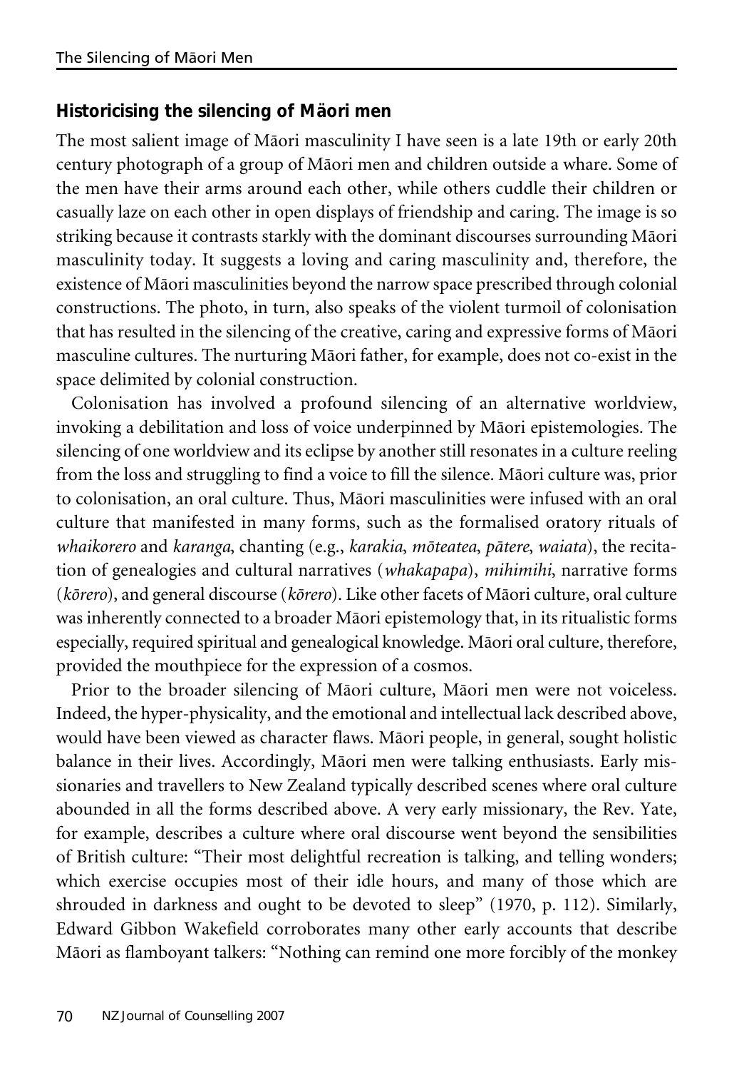## Historicising the silencing of Māori men

The most salient image of Māori masculinity I have seen is a late 19th or early 20th century photograph of a group of Māori men and children outside a whare. Some of the men have their arms around each other, while others cuddle their children or casually laze on each other in open displays of friendship and caring. The image is so striking because it contrasts starkly with the dominant discourses surrounding Māori masculinity today. It suggests a loving and caring masculinity and, therefore, the existence of Māori masculinities beyond the narrow space prescribed through colonial constructions. The photo, in turn, also speaks of the violent turmoil of colonisation that has resulted in the silencing of the creative, caring and expressive forms of Māori masculine cultures. The nurturing Māori father, for example, does not co-exist in the space delimited by colonial construction.

Colonisation has involved a profound silencing of an alternative worldview, invoking a debilitation and loss of voice underpinned by Māori epistemologies. The silencing of one worldview and its eclipse by another still resonates in a culture reeling from the loss and struggling to find a voice to fill the silence. Māori culture was, prior to colonisation, an oral culture. Thus, Māori masculinities were infused with an oral culture that manifested in many forms, such as the formalised oratory rituals of *whaikorero* and *karanga*, chanting (e.g., *karakia*, *mōteatea*, *pātere*, *waiata*), the recitation of genealogies and cultural narratives (*whakapapa*), *mihimihi*, narrative forms (*kōrero*), and general discourse (*kōrero*). Like other facets of Māori culture, oral culture was inherently connected to a broader Māori epistemology that, in its ritualistic forms especially, required spiritual and genealogical knowledge. Māori oral culture, therefore, provided the mouthpiece for the expression of a cosmos.

Prior to the broader silencing of Māori culture, Māori men were not voiceless. Indeed, the hyper-physicality, and the emotional and intellectual lack described above, would have been viewed as character flaws. Māori people, in general, sought holistic balance in their lives. Accordingly, Māori men were talking enthusiasts. Early missionaries and travellers to New Zealand typically described scenes where oral culture abounded in all the forms described above. A very early missionary, the Rev. Yate, for example, describes a culture where oral discourse went beyond the sensibilities of British culture: "Their most delightful recreation is talking, and telling wonders; which exercise occupies most of their idle hours, and many of those which are shrouded in darkness and ought to be devoted to sleep" (1970, p. 112). Similarly, Edward Gibbon Wakefield corroborates many other early accounts that describe Māori as flamboyant talkers: "Nothing can remind one more forcibly of the monkey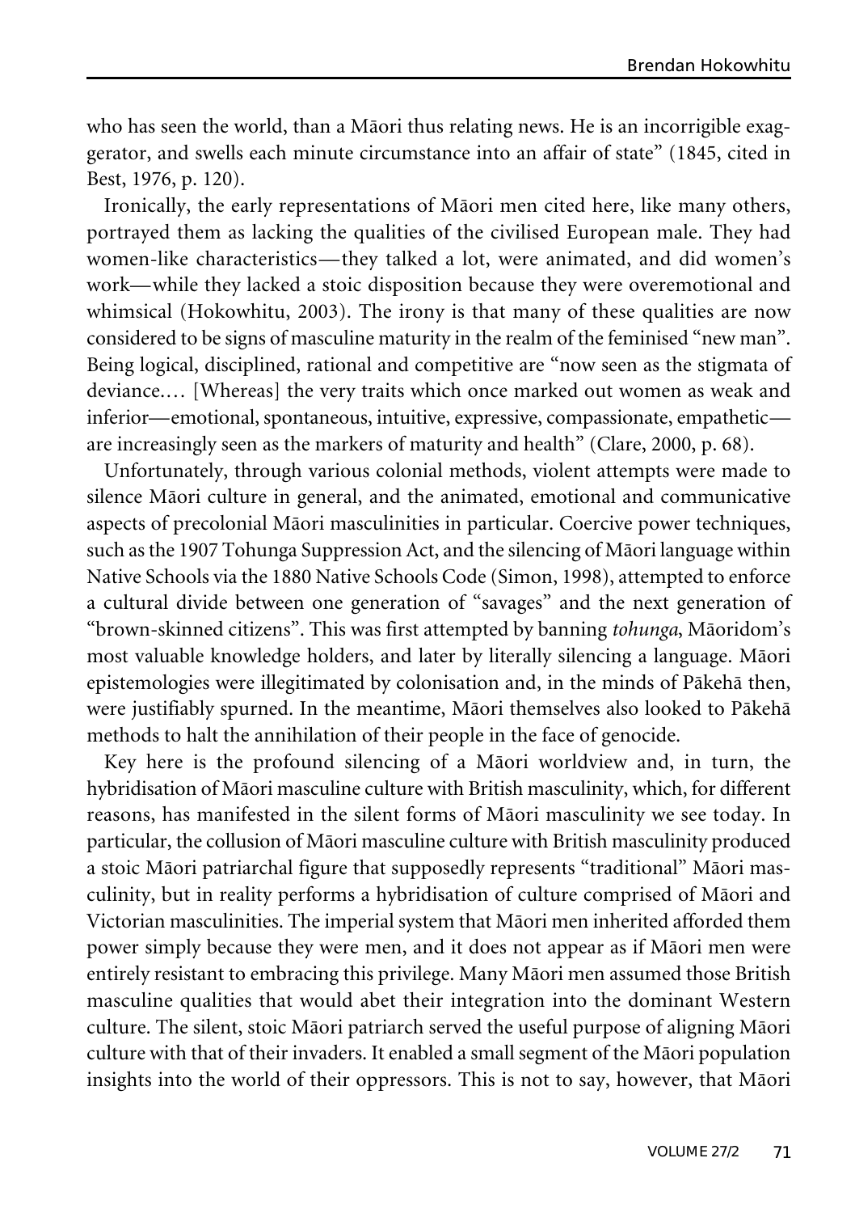who has seen the world, than a Māori thus relating news. He is an incorrigible exaggerator, and swells each minute circumstance into an affair of state" (1845, cited in Best, 1976, p. 120).

Ironically, the early representations of Māori men cited here, like many others, portrayed them as lacking the qualities of the civilised European male. They had women-like characteristics—they talked a lot, were animated, and did women's work—while they lacked a stoic disposition because they were overemotional and whimsical (Hokowhitu, 2003). The irony is that many of these qualities are now considered to be signs of masculine maturity in the realm of the feminised "new man". Being logical, disciplined, rational and competitive are "now seen as the stigmata of deviance.… [Whereas] the very traits which once marked out women as weak and inferior—emotional, spontaneous, intuitive, expressive, compassionate, empathetic—are increasingly seen as the markers of maturity and health" (Clare, 2000, p. 68).

Unfortunately, through various colonial methods, violent attempts were made to silence Māori culture in general, and the animated, emotional and communicative aspects of precolonial Māori masculinities in particular. Coercive power techniques, such as the 1907 Tohunga Suppression Act, and the silencing of Māori language within Native Schools via the 1880 Native Schools Code (Simon, 1998), attempted to enforce a cultural divide between one generation of "savages" and the next generation of "brown-skinned citizens". This was first attempted by banning *tohunga*, Māoridom's most valuable knowledge holders, and later by literally silencing a language. Māori epistemologies were illegitimated by colonisation and, in the minds of Pākehā then, were justifiably spurned. In the meantime, Māori themselves also looked to Pākehā methods to halt the annihilation of their people in the face of genocide.

Key here is the profound silencing of a Māori worldview and, in turn, the hybridisation of Māori masculine culture with British masculinity, which, for different reasons, has manifested in the silent forms of Māori masculinity we see today. In particular, the collusion of Māori masculine culture with British masculinity produced a stoic Māori patriarchal figure that supposedly represents "traditional" Māori masculinity, but in reality performs a hybridisation of culture comprised of Māori and Victorian masculinities. The imperial system that Māori men inherited afforded them power simply because they were men, and it does not appear as if Māori men were entirely resistant to embracing this privilege. Many Māori men assumed those British masculine qualities that would abet their integration into the dominant Western culture. The silent, stoic Māori patriarch served the useful purpose of aligning Māori culture with that of their invaders. It enabled a small segment of the Māori population insights into the world of their oppressors. This is not to say, however, that Māori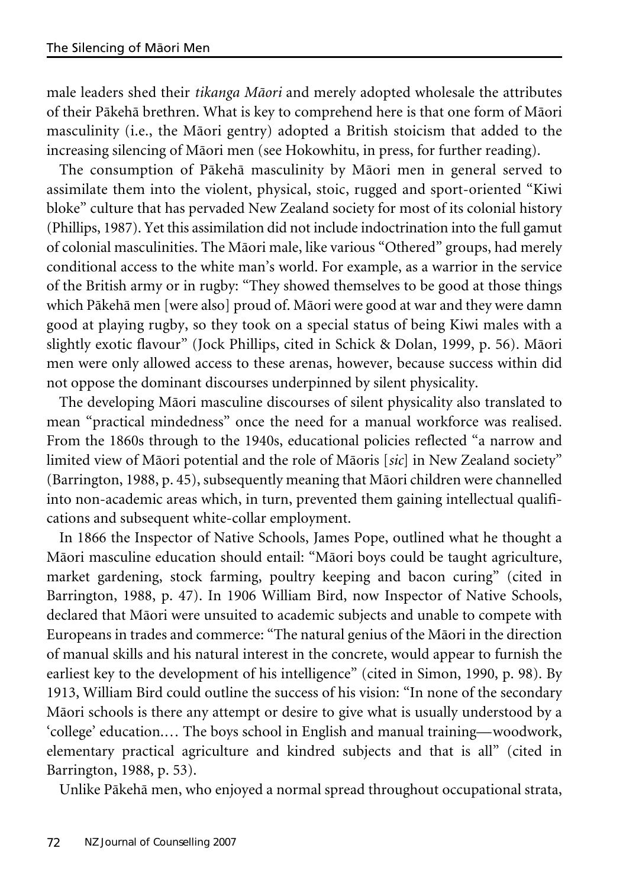male leaders shed their *tikanga Māori* and merely adopted wholesale the attributes of their Pākehā brethren. What is key to comprehend here is that one form of Māori masculinity (i.e., the Māori gentry) adopted a British stoicism that added to the increasing silencing of Māori men (see Hokowhitu, in press, for further reading).

The consumption of Pākehā masculinity by Māori men in general served to assimilate them into the violent, physical, stoic, rugged and sport-oriented "Kiwi bloke" culture that has pervaded New Zealand society for most of its colonial history (Phillips, 1987). Yet this assimilation did not include indoctrination into the full gamut of colonial masculinities. The Māori male, like various "Othered" groups, had merely conditional access to the white man's world. For example, as a warrior in the service of the British army or in rugby: "They showed themselves to be good at those things which Pākehā men [were also] proud of. Māori were good at war and they were damn good at playing rugby, so they took on a special status of being Kiwi males with a slightly exotic flavour" (Jock Phillips, cited in Schick & Dolan, 1999, p. 56). Māori men were only allowed access to these arenas, however, because success within did not oppose the dominant discourses underpinned by silent physicality.

The developing Māori masculine discourses of silent physicality also translated to mean "practical mindedness" once the need for a manual workforce was realised. From the 1860s through to the 1940s, educational policies reflected "a narrow and limited view of Māori potential and the role of Māoris [*sic*] in New Zealand society" (Barrington, 1988, p. 45), subsequently meaning that Māori children were channelled into non-academic areas which, in turn, prevented them gaining intellectual qualifications and subsequent white-collar employment.

In 1866 the Inspector of Native Schools, James Pope, outlined what he thought a Māori masculine education should entail: "Māori boys could be taught agriculture, market gardening, stock farming, poultry keeping and bacon curing" (cited in Barrington, 1988, p. 47). In 1906 William Bird, now Inspector of Native Schools, declared that Māori were unsuited to academic subjects and unable to compete with Europeans in trades and commerce: "The natural genius of the Māori in the direction of manual skills and his natural interest in the concrete, would appear to furnish the earliest key to the development of his intelligence" (cited in Simon, 1990, p. 98). By 1913, William Bird could outline the success of his vision: "In none of the secondary Māori schools is there any attempt or desire to give what is usually understood by a 'college' education.… The boys school in English and manual training—woodwork, elementary practical agriculture and kindred subjects and that is all" (cited in Barrington, 1988, p. 53).

Unlike Pākehā men, who enjoyed a normal spread throughout occupational strata,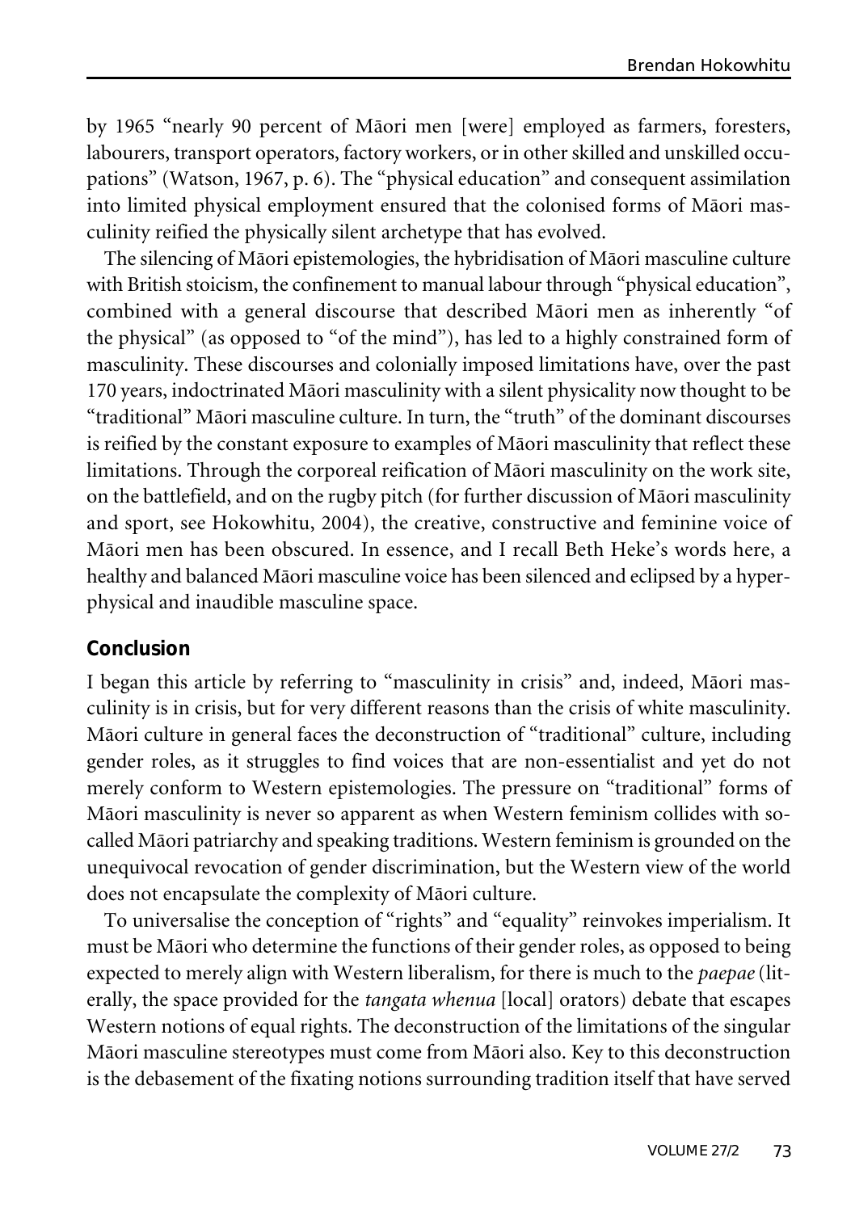by 1965 "nearly 90 percent of Māori men [were] employed as farmers, foresters, labourers, transport operators, factory workers, or in other skilled and unskilled occupations" (Watson, 1967, p. 6). The "physical education" and consequent assimilation into limited physical employment ensured that the colonised forms of Māori masculinity reified the physically silent archetype that has evolved.

The silencing of Māori epistemologies, the hybridisation of Māori masculine culture with British stoicism, the confinement to manual labour through "physical education", combined with a general discourse that described Māori men as inherently "of the physical" (as opposed to "of the mind"), has led to a highly constrained form of masculinity. These discourses and colonially imposed limitations have, over the past 170 years, indoctrinated Māori masculinity with a silent physicality now thought to be "traditional" Māori masculine culture. In turn, the "truth" of the dominant discourses is reified by the constant exposure to examples of Māori masculinity that reflect these limitations. Through the corporeal reification of Māori masculinity on the work site, on the battlefield, and on the rugby pitch (for further discussion of Māori masculinity and sport, see Hokowhitu, 2004), the creative, constructive and feminine voice of Māori men has been obscured. In essence, and I recall Beth Heke's words here, a healthy and balanced Māori masculine voice has been silenced and eclipsed by a hyper-physical and inaudible masculine space.

## Conclusion

I began this article by referring to "masculinity in crisis" and, indeed, Māori masculinity is in crisis, but for very different reasons than the crisis of white masculinity. Māori culture in general faces the deconstruction of "traditional" culture, including gender roles, as it struggles to find voices that are non-essentialist and yet do not merely conform to Western epistemologies. The pressure on "traditional" forms of Māori masculinity is never so apparent as when Western feminism collides with so-called Māori patriarchy and speaking traditions. Western feminism is grounded on the unequivocal revocation of gender discrimination, but the Western view of the world does not encapsulate the complexity of Māori culture.

To universalise the conception of "rights" and "equality" reinvokes imperialism. It must be Māori who determine the functions of their gender roles, as opposed to being expected to merely align with Western liberalism, for there is much to the *paepae* (literally, the space provided for the *tangata whenua* [local] orators) debate that escapes Western notions of equal rights. The deconstruction of the limitations of the singular Māori masculine stereotypes must come from Māori also. Key to this deconstruction is the debasement of the fixating notions surrounding tradition itself that have served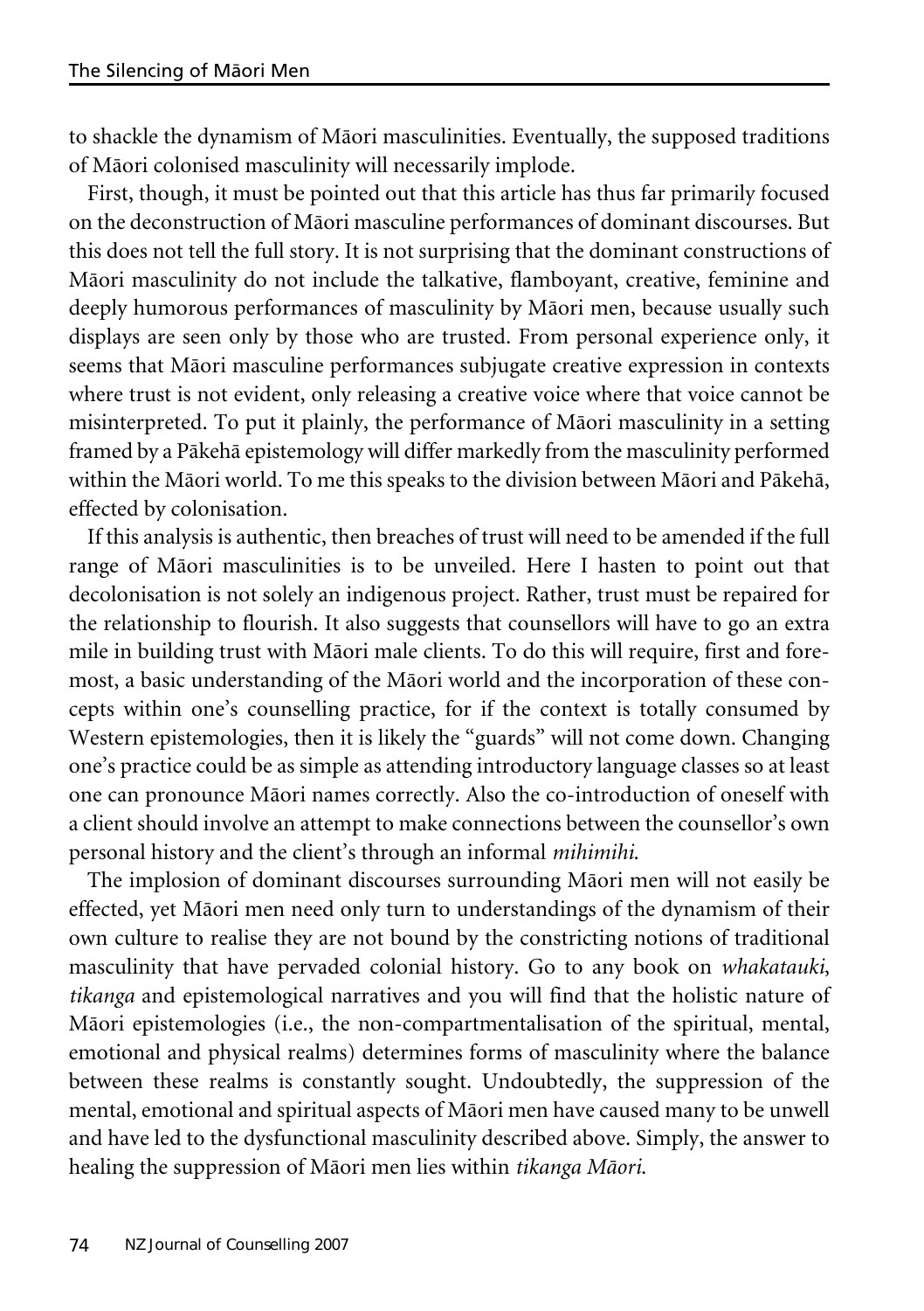to shackle the dynamism of Māori masculinities. Eventually, the supposed traditions of Māori colonised masculinity will necessarily implode.

First, though, it must be pointed out that this article has thus far primarily focused on the deconstruction of Māori masculine performances of dominant discourses. But this does not tell the full story. It is not surprising that the dominant constructions of Māori masculinity do not include the talkative, flamboyant, creative, feminine and deeply humorous performances of masculinity by Māori men, because usually such displays are seen only by those who are trusted. From personal experience only, it seems that Māori masculine performances subjugate creative expression in contexts where trust is not evident, only releasing a creative voice where that voice cannot be misinterpreted. To put it plainly, the performance of Māori masculinity in a setting framed by a Pākehā epistemology will differ markedly from the masculinity performed within the Māori world. To me this speaks to the division between Māori and Pākehā, effected by colonisation.

If this analysis is authentic, then breaches of trust will need to be amended if the full range of Māori masculinities is to be unveiled. Here I hasten to point out that decolonisation is not solely an indigenous project. Rather, trust must be repaired for the relationship to flourish. It also suggests that counsellors will have to go an extra mile in building trust with Māori male clients. To do this will require, first and foremost, a basic understanding of the Māori world and the incorporation of these concepts within one's counselling practice, for if the context is totally consumed by Western epistemologies, then it is likely the "guards" will not come down. Changing one's practice could be as simple as attending introductory language classes so at least one can pronounce Māori names correctly. Also the co-introduction of oneself with a client should involve an attempt to make connections between the counsellor's own personal history and the client's through an informal *mihimihi*.

The implosion of dominant discourses surrounding Māori men will not easily be effected, yet Māori men need only turn to understandings of the dynamism of their own culture to realise they are not bound by the constricting notions of traditional masculinity that have pervaded colonial history. Go to any book on *whakatauki*, *tikanga* and epistemological narratives and you will find that the holistic nature of Māori epistemologies (i.e., the non-compartmentalisation of the spiritual, mental, emotional and physical realms) determines forms of masculinity where the balance between these realms is constantly sought. Undoubtedly, the suppression of the mental, emotional and spiritual aspects of Māori men have caused many to be unwell and have led to the dysfunctional masculinity described above. Simply, the answer to healing the suppression of Māori men lies within *tikanga Māori*.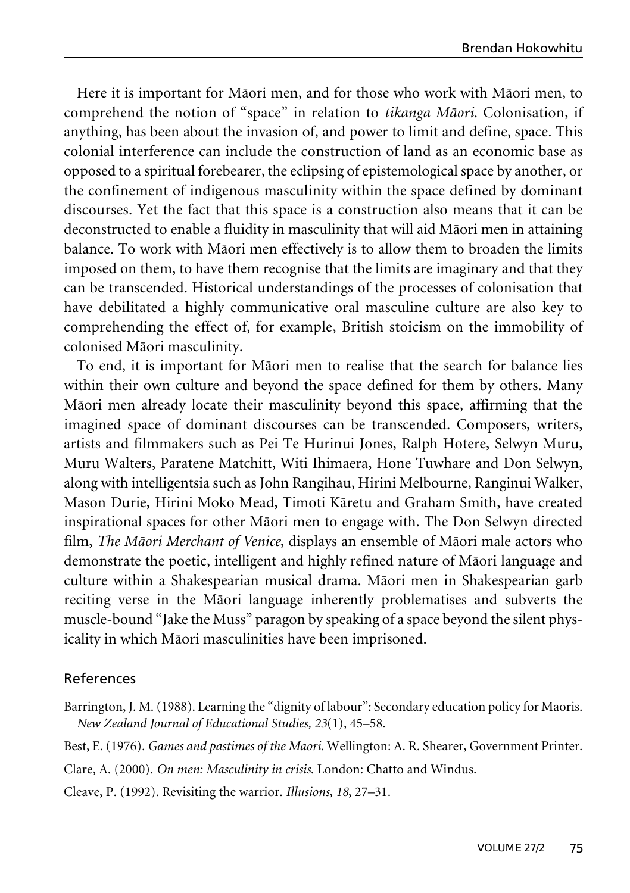Here it is important for Māori men, and for those who work with Māori men, to comprehend the notion of "space" in relation to *tikanga Māori*. Colonisation, if anything, has been about the invasion of, and power to limit and define, space. This colonial interference can include the construction of land as an economic base as opposed to a spiritual forebearer, the eclipsing of epistemological space by another, or the confinement of indigenous masculinity within the space defined by dominant discourses. Yet the fact that this space is a construction also means that it can be deconstructed to enable a fluidity in masculinity that will aid Māori men in attaining balance. To work with Māori men effectively is to allow them to broaden the limits imposed on them, to have them recognise that the limits are imaginary and that they can be transcended. Historical understandings of the processes of colonisation that have debilitated a highly communicative oral masculine culture are also key to comprehending the effect of, for example, British stoicism on the immobility of colonised Māori masculinity.

To end, it is important for Māori men to realise that the search for balance lies within their own culture and beyond the space defined for them by others. Many Māori men already locate their masculinity beyond this space, affirming that the imagined space of dominant discourses can be transcended. Composers, writers, artists and filmmakers such as Pei Te Hurinui Jones, Ralph Hotere, Selwyn Muru, Muru Walters, Paratene Matchitt, Witi Ihimaera, Hone Tuwhare and Don Selwyn, along with intelligentsia such as John Rangihau, Hirini Melbourne, Ranginui Walker, Mason Durie, Hirini Moko Mead, Timoti Kāretu and Graham Smith, have created inspirational spaces for other Māori men to engage with. The Don Selwyn directed film, *The Māori Merchant of Venice*, displays an ensemble of Māori male actors who demonstrate the poetic, intelligent and highly refined nature of Māori language and culture within a Shakespearian musical drama. Māori men in Shakespearian garb reciting verse in the Māori language inherently problematises and subverts the muscle-bound "Jake the Muss" paragon by speaking of a space beyond the silent physicality in which Māori masculinities have been imprisoned.

## References

Barrington, J. M. (1988). Learning the "dignity of labour": Secondary education policy for Maoris. *New Zealand Journal of Educational Studies, 23*(1), 45–58.

Best, E. (1976). *Games and pastimes of the Maori*. Wellington: A. R. Shearer, Government Printer.

Clare, A. (2000). *On men: Masculinity in crisis*. London: Chatto and Windus.

Cleave, P. (1992). Revisiting the warrior. *Illusions, 18*, 27–31.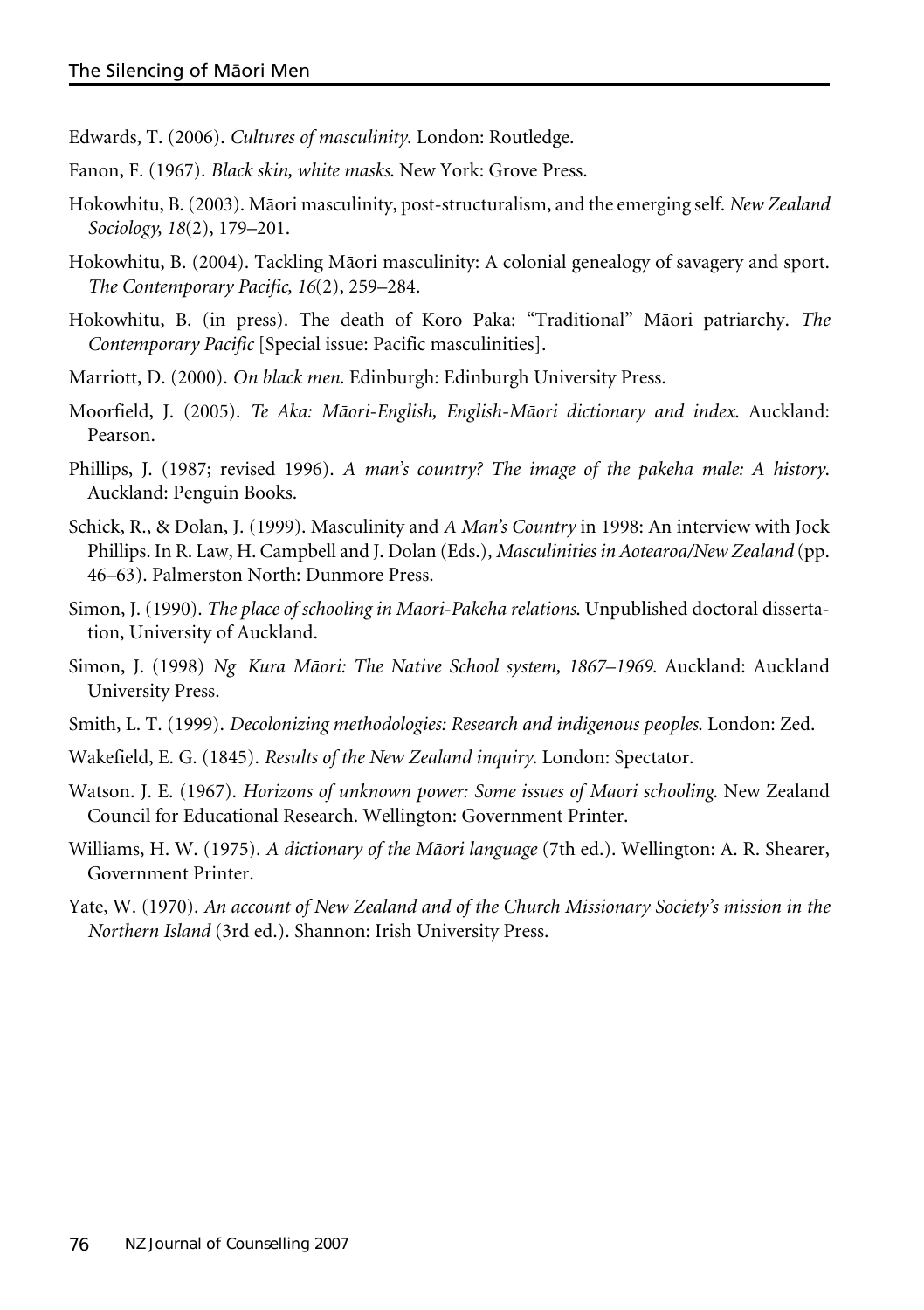Edwards, T. (2006). *Cultures of masculinity*. London: Routledge.

Fanon, F. (1967). *Black skin, white masks*. New York: Grove Press.

Hokowhitu, B. (2003). Māori masculinity, post-structuralism, and the emerging self. *New Zealand Sociology, 18*(2), 179–201.

Hokowhitu, B. (2004). Tackling Māori masculinity: A colonial genealogy of savagery and sport. *The Contemporary Pacific, 16*(2), 259–284.

Hokowhitu, B. (in press). The death of Koro Paka: "Traditional" Māori patriarchy. *The Contemporary Pacific* [Special issue: Pacific masculinities].

Marriott, D. (2000). *On black men*. Edinburgh: Edinburgh University Press.

Moorfield, J. (2005). *Te Aka: Māori-English, English-Māori dictionary and index*. Auckland: Pearson.

Phillips, J. (1987; revised 1996). *A man's country? The image of the pakeha male: A history*. Auckland: Penguin Books.

Schick, R., & Dolan, J. (1999). Masculinity and *A Man's Country* in 1998: An interview with Jock Phillips. In R. Law, H. Campbell and J. Dolan (Eds.), *Masculinities in Aotearoa/New Zealand* (pp. 46–63). Palmerston North: Dunmore Press.

Simon, J. (1990). *The place of schooling in Maori-Pakeha relations*. Unpublished doctoral dissertation, University of Auckland.

Simon, J. (1998) *Ng  Kura Māori: The Native School system, 1867–1969*. Auckland: Auckland University Press.

Smith, L. T. (1999). *Decolonizing methodologies: Research and indigenous peoples*. London: Zed.

Wakefield, E. G. (1845). *Results of the New Zealand inquiry*. London: Spectator.

Watson. J. E. (1967). *Horizons of unknown power: Some issues of Maori schooling*. New Zealand Council for Educational Research. Wellington: Government Printer.

Williams, H. W. (1975). *A dictionary of the Māori language* (7th ed.). Wellington: A. R. Shearer, Government Printer.

Yate, W. (1970). *An account of New Zealand and of the Church Missionary Society's mission in the Northern Island* (3rd ed.). Shannon: Irish University Press.